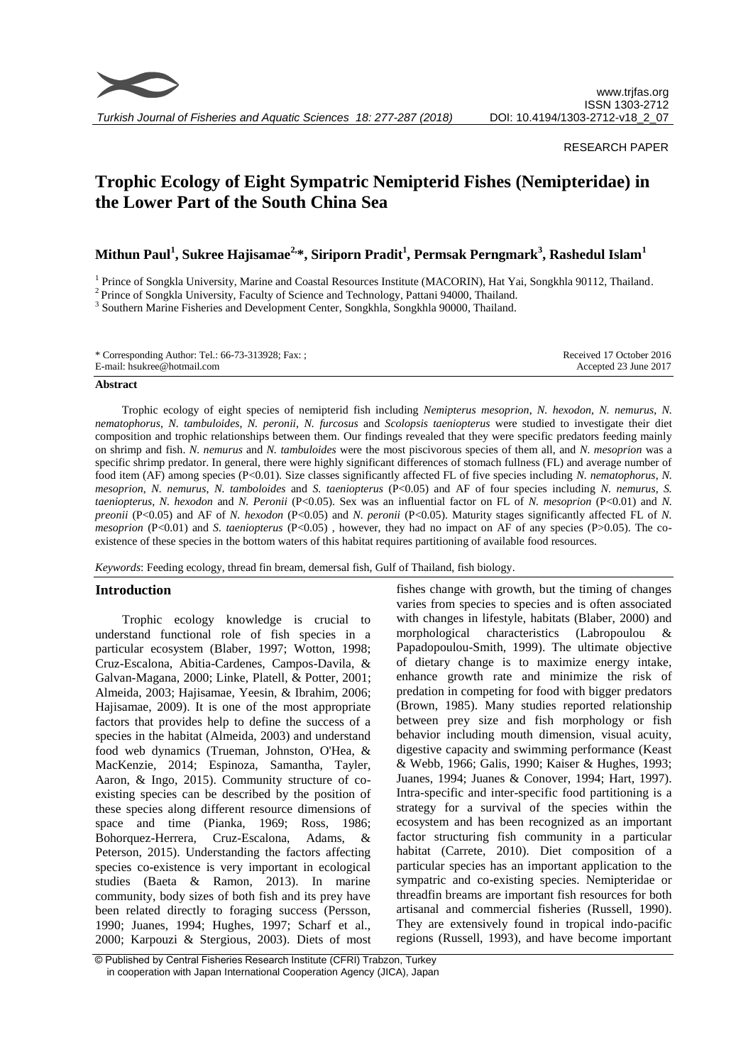RESEARCH PAPER

# Trophic Ecology of Eight Sympatric Nemipterid Fishes (Nemipteridae) in the Lower Part of the South China Sea

**Mithun Paul[1], Sukree Hajisamae[2,*], Siriporn Pradit[1], Permsak Perngmark[3], Rashedul Islam[1]**

[1] Prince of Songkla University, Marine and Coastal Resources Institute (MACORIN), Hat Yai, Songkhla 90112, Thailand.
[2] Prince of Songkla University, Faculty of Science and Technology, Pattani 94000, Thailand.
[3] Southern Marine Fisheries and Development Center, Songkhla, Songkhla 90000, Thailand.

\* Corresponding Author: Tel.: 66-73-313928; Fax: ;
E-mail: hsukree@hotmail.com

Received 17 October 2016
Accepted 23 June 2017

### Abstract

Trophic ecology of eight species of nemipterid fish including *Nemipterus mesoprion*, *N. hexodon*, *N. nemurus*, *N. nematophorus*, *N. tambuloides*, *N. peronii*, *N. furcosus* and *Scolopsis taeniopterus* were studied to investigate their diet composition and trophic relationships between them. Our findings revealed that they were specific predators feeding mainly on shrimp and fish. *N. nemurus* and *N. tambuloides* were the most piscivorous species of them all, and *N. mesoprion* was a specific shrimp predator. In general, there were highly significant differences of stomach fullness (FL) and average number of food item (AF) among species ($P<0.01$). Size classes significantly affected FL of five species including *N. nematophorus*, *N. mesoprion*, *N. nemurus*, *N. tamboloides* and *S. taeniopterus* ($P<0.05$) and AF of four species including *N. nemurus*, *S. taeniopterus*, *N. hexodon* and *N. Peronii* ($P<0.05$). Sex was an influential factor on FL of *N. mesoprion* ($P<0.01$) and *N. preonii* ($P<0.05$) and AF of *N. hexodon* ($P<0.05$) and *N. peronii* ($P<0.05$). Maturity stages significantly affected FL of *N. mesoprion* ($P<0.01$) and *S. taeniopterus* ($P<0.05$) , however, they had no impact on AF of any species ($P>0.05$). The co-existence of these species in the bottom waters of this habitat requires partitioning of available food resources.

*Keywords*: Feeding ecology, thread fin bream, demersal fish, Gulf of Thailand, fish biology.

## Introduction

Trophic ecology knowledge is crucial to understand functional role of fish species in a particular ecosystem (Blaber, 1997; Wotton, 1998; Cruz-Escalona, Abitia-Cardenes, Campos-Davila, & Galvan-Magana, 2000; Linke, Platell, & Potter, 2001; Almeida, 2003; Hajisamae, Yeesin, & Ibrahim, 2006; Hajisamae, 2009). It is one of the most appropriate factors that provides help to define the success of a species in the habitat (Almeida, 2003) and understand food web dynamics (Trueman, Johnston, O'Hea, & MacKenzie, 2014; Espinoza, Samantha, Tayler, Aaron, & Ingo, 2015). Community structure of co-existing species can be described by the position of these species along different resource dimensions of space and time (Pianka, 1969; Ross, 1986; Bohorquez-Herrera, Cruz-Escalona, Adams, & Peterson, 2015). Understanding the factors affecting species co-existence is very important in ecological studies (Baeta & Ramon, 2013). In marine community, body sizes of both fish and its prey have been related directly to foraging success (Persson, 1990; Juanes, 1994; Hughes, 1997; Scharf et al., 2000; Karpouzi & Stergious, 2003). Diets of most fishes change with growth, but the timing of changes varies from species to species and is often associated with changes in lifestyle, habitats (Blaber, 2000) and morphological characteristics (Labropoulou & Papadopoulou-Smith, 1999). The ultimate objective of dietary change is to maximize energy intake, enhance growth rate and minimize the risk of predation in competing for food with bigger predators (Brown, 1985). Many studies reported relationship between prey size and fish morphology or fish behavior including mouth dimension, visual acuity, digestive capacity and swimming performance (Keast & Webb, 1966; Galis, 1990; Kaiser & Hughes, 1993; Juanes, 1994; Juanes & Conover, 1994; Hart, 1997). Intra-specific and inter-specific food partitioning is a strategy for a survival of the species within the ecosystem and has been recognized as an important factor structuring fish community in a particular habitat (Carrete, 2010). Diet composition of a particular species has an important application to the sympatric and co-existing species. Nemipteridae or threadfin breams are important fish resources for both artisanal and commercial fisheries (Russell, 1990). They are extensively found in tropical indo-pacific regions (Russell, 1993), and have become important

© Published by Central Fisheries Research Institute (CFRI) Trabzon, Turkey in cooperation with Japan International Cooperation Agency (JICA), Japan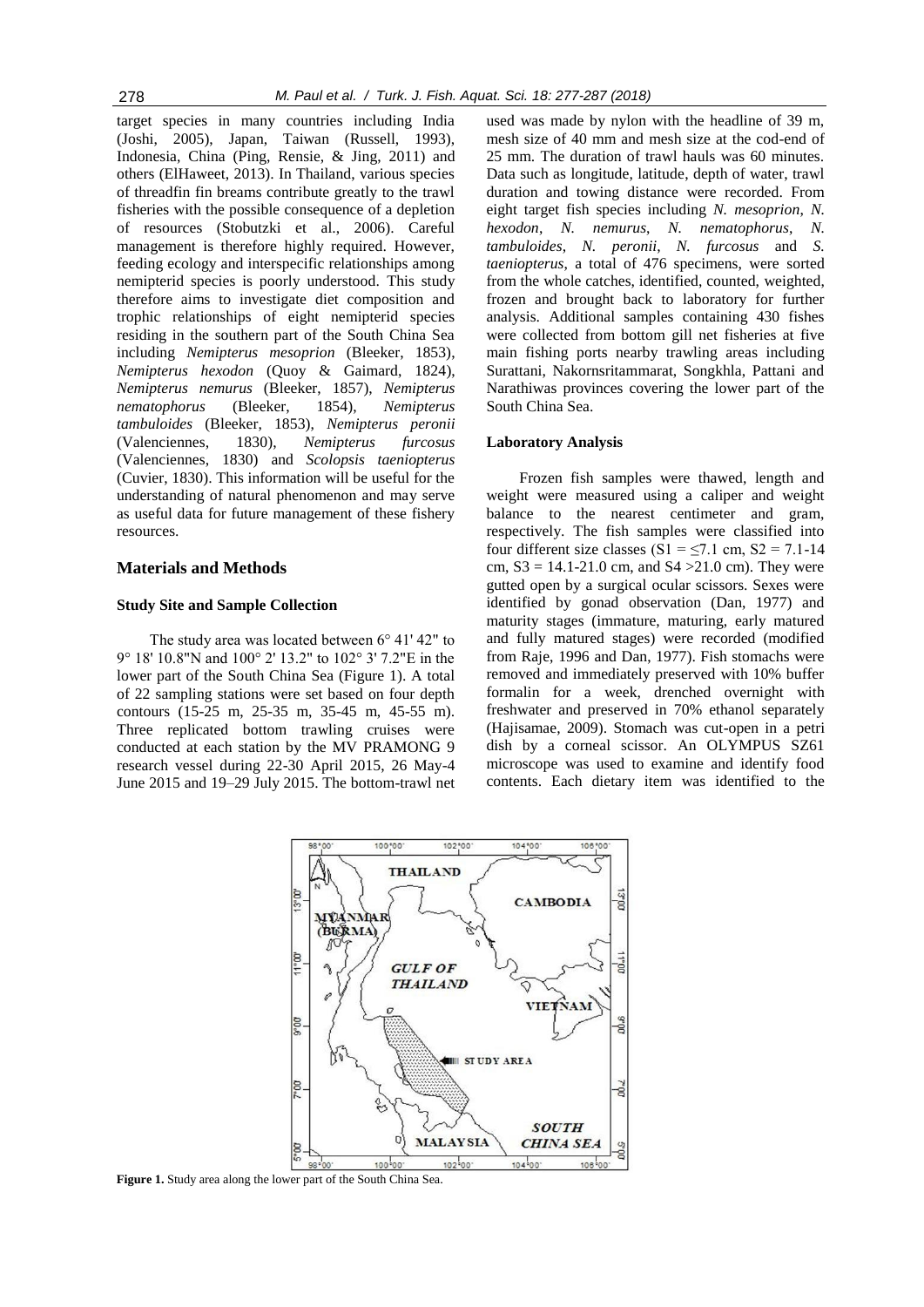target species in many countries including India (Joshi, 2005), Japan, Taiwan (Russell, 1993), Indonesia, China (Ping, Rensie, & Jing, 2011) and others (ElHaweet, 2013). In Thailand, various species of threadfin fin breams contribute greatly to the trawl fisheries with the possible consequence of a depletion of resources (Stobutzki et al., 2006). Careful management is therefore highly required. However, feeding ecology and interspecific relationships among nemipterid species is poorly understood. This study therefore aims to investigate diet composition and trophic relationships of eight nemipterid species residing in the southern part of the South China Sea including *Nemipterus mesoprion* (Bleeker, 1853), *Nemipterus hexodon* (Quoy & Gaimard, 1824), *Nemipterus nemurus* (Bleeker, 1857), *Nemipterus nematophorus* (Bleeker, 1854), *Nemipterus tambuloides* (Bleeker, 1853), *Nemipterus peronii* (Valenciennes, 1830), *Nemipterus furcosus* (Valenciennes, 1830) and *Scolopsis taeniopterus* (Cuvier, 1830). This information will be useful for the understanding of natural phenomenon and may serve as useful data for future management of these fishery resources.

## Materials and Methods

### Study Site and Sample Collection

The study area was located between 6° 41' 42" to 9° 18' 10.8"N and 100° 2' 13.2" to 102° 3' 7.2"E in the lower part of the South China Sea (Figure 1). A total of 22 sampling stations were set based on four depth contours (15-25 m, 25-35 m, 35-45 m, 45-55 m). Three replicated bottom trawling cruises were conducted at each station by the MV PRAMONG 9 research vessel during 22-30 April 2015, 26 May-4 June 2015 and 19–29 July 2015. The bottom-trawl net used was made by nylon with the headline of 39 m, mesh size of 40 mm and mesh size at the cod-end of 25 mm. The duration of trawl hauls was 60 minutes. Data such as longitude, latitude, depth of water, trawl duration and towing distance were recorded. From eight target fish species including *N. mesoprion*, *N. hexodon*, *N. nemurus*, *N. nematophorus*, *N. tambuloides*, *N. peronii*, *N. furcosus* and *S. taeniopterus*, a total of 476 specimens, were sorted from the whole catches, identified, counted, weighted, frozen and brought back to laboratory for further analysis. Additional samples containing 430 fishes were collected from bottom gill net fisheries at five main fishing ports nearby trawling areas including Surattani, Nakornsritammarat, Songkhla, Pattani and Narathiwas provinces covering the lower part of the South China Sea.

### Laboratory Analysis

Frozen fish samples were thawed, length and weight were measured using a caliper and weight balance to the nearest centimeter and gram, respectively. The fish samples were classified into four different size classes (S1 = ≤7.1 cm, S2 = 7.1-14 cm, S3 = 14.1-21.0 cm, and S4 >21.0 cm). They were gutted open by a surgical ocular scissors. Sexes were identified by gonad observation (Dan, 1977) and maturity stages (immature, maturing, early matured and fully matured stages) were recorded (modified from Raje, 1996 and Dan, 1977). Fish stomachs were removed and immediately preserved with 10% buffer formalin for a week, drenched overnight with freshwater and preserved in 70% ethanol separately (Hajisamae, 2009). Stomach was cut-open in a petri dish by a corneal scissor. An OLYMPUS SZ61 microscope was used to examine and identify food contents. Each dietary item was identified to the

**Figure 1.** Study area along the lower part of the South China Sea.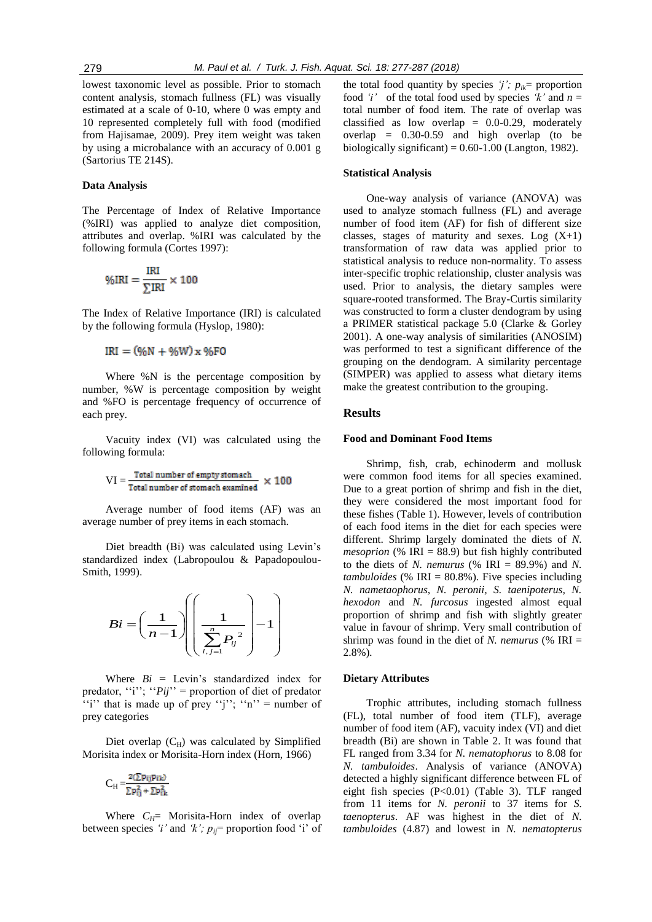lowest taxonomic level as possible. Prior to stomach content analysis, stomach fullness (FL) was visually estimated at a scale of 0-10, where 0 was empty and 10 represented completely full with food (modified from Hajisamae, 2009). Prey item weight was taken by using a microbalance with an accuracy of 0.001 g (Sartorius TE 214S).

### Data Analysis

The Percentage of Index of Relative Importance (%IRI) was applied to analyze diet composition, attributes and overlap. %IRI was calculated by the following formula (Cortes 1997):

$$\%\mathrm{IRI} = \frac{\mathrm{IRI}}{\sum \mathrm{IRI}} \times 100$$

The Index of Relative Importance (IRI) is calculated by the following formula (Hyslop, 1980):

$$\mathrm{IRI} = (\%\mathrm{N} + \%\mathrm{W}) \times \%\mathrm{FO}$$

Where %N is the percentage composition by number, %W is percentage composition by weight and %FO is percentage frequency of occurrence of each prey.

Vacuity index (VI) was calculated using the following formula:

$$\mathrm{VI} = \frac{\text{Total number of empty stomach}}{\text{Total number of stomach examined}} \times 100$$

Average number of food items (AF) was an average number of prey items in each stomach.

Diet breadth (Bi) was calculated using Levin's standardized index (Labropoulou & Papadopoulou-Smith, 1999).

$$Bi = \left(\frac{1}{n-1}\right)\left(\left(\frac{1}{\sum_{i,j=1}^{n} P_{ij}^{2}}\right) - 1\right)$$

Where $Bi$ = Levin's standardized index for predator, ''i''; ''$Pij$'' = proportion of diet of predator ''i'' that is made up of prey ''j''; ''n'' = number of prey categories

Diet overlap ($C_H$) was calculated by Simplified Morisita index or Morisita-Horn index (Horn, 1966)

$$C_H = \frac{2(\sum p_{ij} p_{ik})}{\sum p_{ij}^2 + \sum p_{ik}^2}$$

Where $C_H$= Morisita-Horn index of overlap between species *'i'* and *'k'; $p_{ij}$*= proportion food 'i' of the total food quantity by species *'j'; $p_{ik}$*= proportion food *'i'* of the total food used by species *'k'* and $n$ = total number of food item. The rate of overlap was classified as low overlap = 0.0-0.29, moderately overlap = 0.30-0.59 and high overlap (to be biologically significant) = 0.60-1.00 (Langton, 1982).

### Statistical Analysis

One-way analysis of variance (ANOVA) was used to analyze stomach fullness (FL) and average number of food item (AF) for fish of different size classes, stages of maturity and sexes. Log (X+1) transformation of raw data was applied prior to statistical analysis to reduce non-normality. To assess inter-specific trophic relationship, cluster analysis was used. Prior to analysis, the dietary samples were square-rooted transformed. The Bray-Curtis similarity was constructed to form a cluster dendogram by using a PRIMER statistical package 5.0 (Clarke & Gorley 2001). A one-way analysis of similarities (ANOSIM) was performed to test a significant difference of the grouping on the dendogram. A similarity percentage (SIMPER) was applied to assess what dietary items make the greatest contribution to the grouping.

## Results

### Food and Dominant Food Items

Shrimp, fish, crab, echinoderm and mollusk were common food items for all species examined. Due to a great portion of shrimp and fish in the diet, they were considered the most important food for these fishes (Table 1). However, levels of contribution of each food items in the diet for each species were different. Shrimp largely dominated the diets of *N. mesoprion* (% IRI = 88.9) but fish highly contributed to the diets of *N. nemurus* (% IRI = 89.9%) and *N. tambuloides* (% IRI = 80.8%). Five species including *N. nametaophorus, N. peronii, S. taenipoterus, N. hexodon* and *N. furcosus* ingested almost equal proportion of shrimp and fish with slightly greater value in favour of shrimp. Very small contribution of shrimp was found in the diet of *N. nemurus* (% IRI = 2.8%).

### Dietary Attributes

Trophic attributes, including stomach fullness (FL), total number of food item (TLF), average number of food item (AF), vacuity index (VI) and diet breadth (Bi) are shown in Table 2. It was found that FL ranged from 3.34 for *N. nematophorus* to 8.08 for *N. tambuloides*. Analysis of variance (ANOVA) detected a highly significant difference between FL of eight fish species (P<0.01) (Table 3). TLF ranged from 11 items for *N. peronii* to 37 items for *S. taenopterus*. AF was highest in the diet of *N. tambuloides* (4.87) and lowest in *N. nematopterus*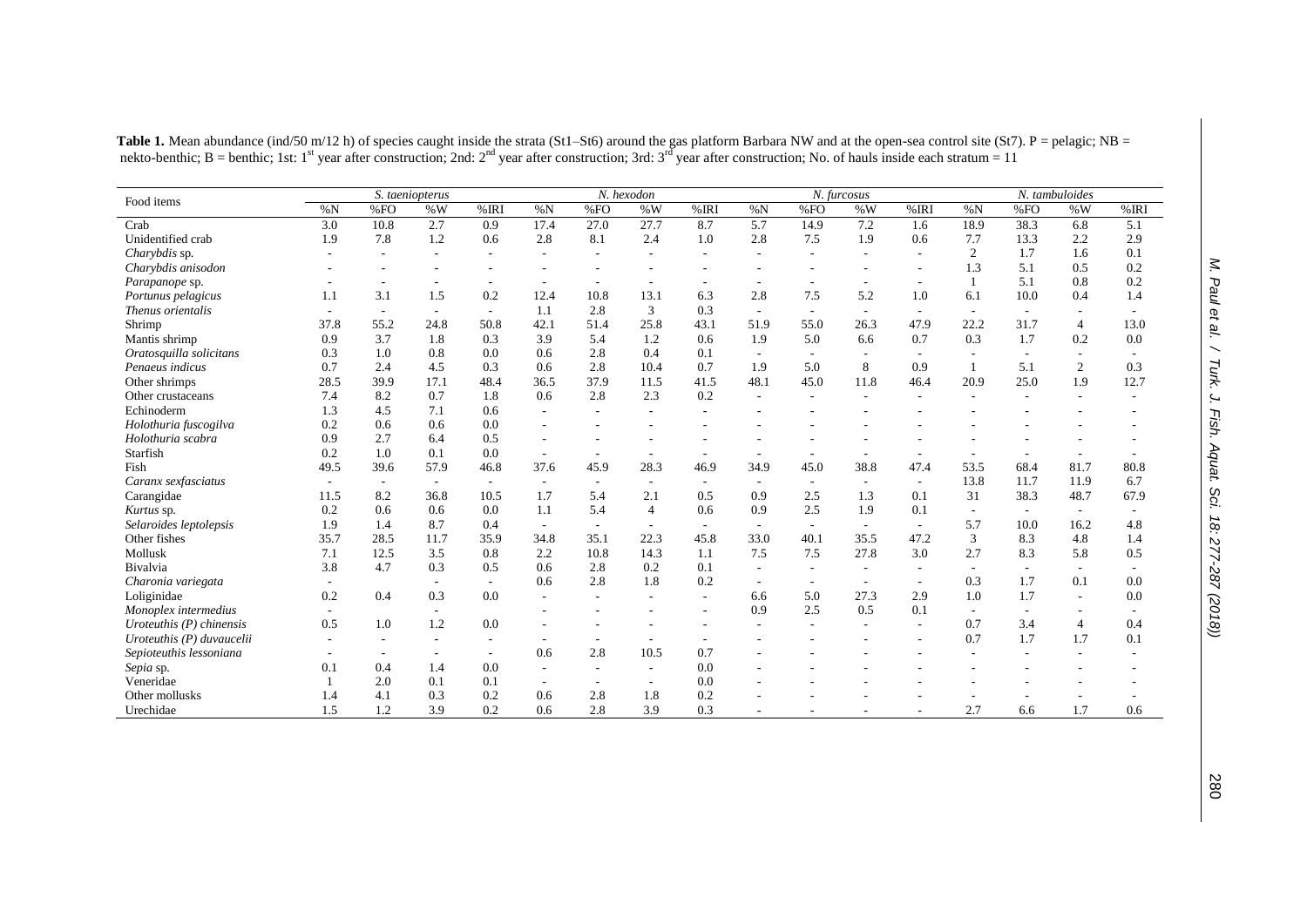**Table 1.** Mean abundance (ind/50 m/12 h) of species caught inside the strata (St1–St6) around the gas platform Barbara NW and at the open-sea control site (St7). P = pelagic; NB = nekto-benthic; B = benthic; 1st: 1[st] year after construction; 2nd: 2[nd] year after construction; 3rd: 3[rd] year after construction; No. of hauls inside each stratum = 11

| Food items | *S. taeniopterus* | | | | *N. hexodon* | | | | *N. furcosus* | | | | *N. tambuloides* | | | |
|---|---|---|---|---|---|---|---|---|---|---|---|---|---|---|---|---|
| | %N | %FO | %W | %IRI | %N | %FO | %W | %IRI | %N | %FO | %W | %IRI | %N | %FO | %W | %IRI |
| Crab | 3.0 | 10.8 | 2.7 | 0.9 | 17.4 | 27.0 | 27.7 | 8.7 | 5.7 | 14.9 | 7.2 | 1.6 | 18.9 | 38.3 | 6.8 | 5.1 |
| Unidentified crab | 1.9 | 7.8 | 1.2 | 0.6 | 2.8 | 8.1 | 2.4 | 1.0 | 2.8 | 7.5 | 1.9 | 0.6 | 7.7 | 13.3 | 2.2 | 2.9 |
| *Charybdis* sp. | - | - | - | - | - | - | - | - | - | - | - | - | 2 | 1.7 | 1.6 | 0.1 |
| *Charybdis anisodon* | - | - | - | - | - | - | - | - | - | - | - | - | 1.3 | 5.1 | 0.5 | 0.2 |
| *Parapanope* sp. | - | - | - | - | - | - | - | - | - | - | - | - | 1 | 5.1 | 0.8 | 0.2 |
| *Portunus pelagicus* | 1.1 | 3.1 | 1.5 | 0.2 | 12.4 | 10.8 | 13.1 | 6.3 | 2.8 | 7.5 | 5.2 | 1.0 | 6.1 | 10.0 | 0.4 | 1.4 |
| *Thenus orientalis* | - | - | - | - | 1.1 | 2.8 | 3 | 0.3 | - | - | - | - | - | - | - | - |
| Shrimp | 37.8 | 55.2 | 24.8 | 50.8 | 42.1 | 51.4 | 25.8 | 43.1 | 51.9 | 55.0 | 26.3 | 47.9 | 22.2 | 31.7 | 4 | 13.0 |
| Mantis shrimp | 0.9 | 3.7 | 1.8 | 0.3 | 3.9 | 5.4 | 1.2 | 0.6 | 1.9 | 5.0 | 6.6 | 0.7 | 0.3 | 1.7 | 0.2 | 0.0 |
| *Oratosquilla solicitans* | 0.3 | 1.0 | 0.8 | 0.0 | 0.6 | 2.8 | 0.4 | 0.1 | - | - | - | - | - | - | - | - |
| *Penaeus indicus* | 0.7 | 2.4 | 4.5 | 0.3 | 0.6 | 2.8 | 10.4 | 0.7 | 1.9 | 5.0 | 8 | 0.9 | 1 | 5.1 | 2 | 0.3 |
| Other shrimps | 28.5 | 39.9 | 17.1 | 48.4 | 36.5 | 37.9 | 11.5 | 41.5 | 48.1 | 45.0 | 11.8 | 46.4 | 20.9 | 25.0 | 1.9 | 12.7 |
| Other crustaceans | 7.4 | 8.2 | 0.7 | 1.8 | 0.6 | 2.8 | 2.3 | 0.2 | - | - | - | - | - | - | - | - |
| Echinoderm | 1.3 | 4.5 | 7.1 | 0.6 | - | - | - | - | - | - | - | - | - | - | - | - |
| *Holothuria fuscogilva* | 0.2 | 0.6 | 0.6 | 0.0 | - | - | - | - | - | - | - | - | - | - | - | - |
| *Holothuria scabra* | 0.9 | 2.7 | 6.4 | 0.5 | - | - | - | - | - | - | - | - | - | - | - | - |
| Starfish | 0.2 | 1.0 | 0.1 | 0.0 | - | - | - | - | - | - | - | - | - | - | - | - |
| Fish | 49.5 | 39.6 | 57.9 | 46.8 | 37.6 | 45.9 | 28.3 | 46.9 | 34.9 | 45.0 | 38.8 | 47.4 | 53.5 | 68.4 | 81.7 | 80.8 |
| *Caranx sexfasciatus* | - | - | - | - | - | - | - | - | - | - | - | - | 13.8 | 11.7 | 11.9 | 6.7 |
| Carangidae | 11.5 | 8.2 | 36.8 | 10.5 | 1.7 | 5.4 | 2.1 | 0.5 | 0.9 | 2.5 | 1.3 | 0.1 | 31 | 38.3 | 48.7 | 67.9 |
| *Kurtus* sp. | 0.2 | 0.6 | 0.6 | 0.0 | 1.1 | 5.4 | 4 | 0.6 | 0.9 | 2.5 | 1.9 | 0.1 | - | - | - | - |
| *Selaroides leptolepsis* | 1.9 | 1.4 | 8.7 | 0.4 | - | - | - | - | - | - | - | - | 5.7 | 10.0 | 16.2 | 4.8 |
| Other fishes | 35.7 | 28.5 | 11.7 | 35.9 | 34.8 | 35.1 | 22.3 | 45.8 | 33.0 | 40.1 | 35.5 | 47.2 | 3 | 8.3 | 4.8 | 1.4 |
| Mollusk | 7.1 | 12.5 | 3.5 | 0.8 | 2.2 | 10.8 | 14.3 | 1.1 | 7.5 | 7.5 | 27.8 | 3.0 | 2.7 | 8.3 | 5.8 | 0.5 |
| Bivalvia | 3.8 | 4.7 | 0.3 | 0.5 | 0.6 | 2.8 | 0.2 | 0.1 | - | - | - | - | - | - | - | - |
| *Charonia variegata* | - | | - | - | 0.6 | 2.8 | 1.8 | 0.2 | - | - | - | - | 0.3 | 1.7 | 0.1 | 0.0 |
| Loliginidae | 0.2 | 0.4 | 0.3 | 0.0 | - | - | - | - | 6.6 | 5.0 | 27.3 | 2.9 | 1.0 | 1.7 | - | 0.0 |
| *Monoplex intermedius* | - | | - | | - | - | - | - | 0.9 | 2.5 | 0.5 | 0.1 | - | - | - | - |
| *Uroteuthis (P) chinensis* | 0.5 | 1.0 | 1.2 | 0.0 | - | - | - | - | - | - | - | - | 0.7 | 3.4 | 4 | 0.4 |
| *Uroteuthis (P) duvaucelii* | - | - | - | - | - | - | - | - | - | - | - | - | 0.7 | 1.7 | 1.7 | 0.1 |
| *Sepioteuthis lessoniana* | - | - | - | - | 0.6 | 2.8 | 10.5 | 0.7 | - | - | - | - | - | - | - | - |
| *Sepia* sp. | 0.1 | 0.4 | 1.4 | 0.0 | - | - | - | 0.0 | - | - | - | - | - | - | - | - |
| Veneridae | 1 | 2.0 | 0.1 | 0.1 | - | - | - | 0.0 | - | - | - | - | - | - | - | - |
| Other mollusks | 1.4 | 4.1 | 0.3 | 0.2 | 0.6 | 2.8 | 1.8 | 0.2 | - | - | - | - | - | - | - | - |
| Urechidae | 1.5 | 1.2 | 3.9 | 0.2 | 0.6 | 2.8 | 3.9 | 0.3 | - | - | - | - | 2.7 | 6.6 | 1.7 | 0.6 |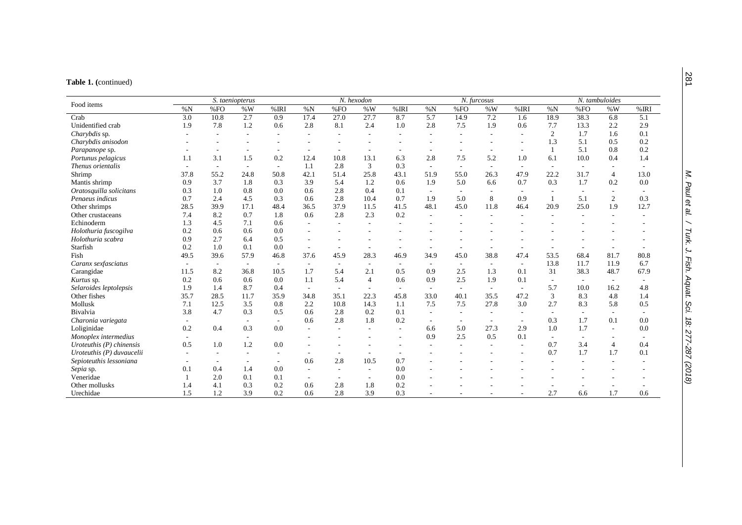**Table 1. (**continued)

| Food items | *S. taeniopterus* | | | | *N. hexodon* | | | | *N. furcosus* | | | | *N. tambuloides* | | | |
|---|---|---|---|---|---|---|---|---|---|---|---|---|---|---|---|---|
| | %N | %FO | %W | %IRI | %N | %FO | %W | %IRI | %N | %FO | %W | %IRI | %N | %FO | %W | %IRI |
| Crab | 3.0 | 10.8 | 2.7 | 0.9 | 17.4 | 27.0 | 27.7 | 8.7 | 5.7 | 14.9 | 7.2 | 1.6 | 18.9 | 38.3 | 6.8 | 5.1 |
| Unidentified crab | 1.9 | 7.8 | 1.2 | 0.6 | 2.8 | 8.1 | 2.4 | 1.0 | 2.8 | 7.5 | 1.9 | 0.6 | 7.7 | 13.3 | 2.2 | 2.9 |
| *Charybdis* sp. | - | - | - | - | - | - | - | - | - | - | - | - | 2 | 1.7 | 1.6 | 0.1 |
| *Charybdis anisodon* | - | - | - | - | - | - | - | - | - | - | - | - | 1.3 | 5.1 | 0.5 | 0.2 |
| *Parapanope* sp. | - | - | - | - | - | - | - | - | - | - | - | - | 1 | 5.1 | 0.8 | 0.2 |
| *Portunus pelagicus* | 1.1 | 3.1 | 1.5 | 0.2 | 12.4 | 10.8 | 13.1 | 6.3 | 2.8 | 7.5 | 5.2 | 1.0 | 6.1 | 10.0 | 0.4 | 1.4 |
| *Thenus orientalis* | - | - | - | - | 1.1 | 2.8 | 3 | 0.3 | - | - | - | - | - | - | - | - |
| Shrimp | 37.8 | 55.2 | 24.8 | 50.8 | 42.1 | 51.4 | 25.8 | 43.1 | 51.9 | 55.0 | 26.3 | 47.9 | 22.2 | 31.7 | 4 | 13.0 |
| Mantis shrimp | 0.9 | 3.7 | 1.8 | 0.3 | 3.9 | 5.4 | 1.2 | 0.6 | 1.9 | 5.0 | 6.6 | 0.7 | 0.3 | 1.7 | 0.2 | 0.0 |
| *Oratosquilla solicitans* | 0.3 | 1.0 | 0.8 | 0.0 | 0.6 | 2.8 | 0.4 | 0.1 | - | - | - | - | - | - | - | - |
| *Penaeus indicus* | 0.7 | 2.4 | 4.5 | 0.3 | 0.6 | 2.8 | 10.4 | 0.7 | 1.9 | 5.0 | 8 | 0.9 | 1 | 5.1 | 2 | 0.3 |
| Other shrimps | 28.5 | 39.9 | 17.1 | 48.4 | 36.5 | 37.9 | 11.5 | 41.5 | 48.1 | 45.0 | 11.8 | 46.4 | 20.9 | 25.0 | 1.9 | 12.7 |
| Other crustaceans | 7.4 | 8.2 | 0.7 | 1.8 | 0.6 | 2.8 | 2.3 | 0.2 | - | - | - | - | - | - | - | - |
| Echinoderm | 1.3 | 4.5 | 7.1 | 0.6 | - | - | - | - | - | - | - | - | - | - | - | - |
| *Holothuria fuscogilva* | 0.2 | 0.6 | 0.6 | 0.0 | - | - | - | - | - | - | - | - | - | - | - | - |
| *Holothuria scabra* | 0.9 | 2.7 | 6.4 | 0.5 | - | - | - | - | - | - | - | - | - | - | - | - |
| Starfish | 0.2 | 1.0 | 0.1 | 0.0 | - | - | - | - | - | - | - | - | - | - | - | - |
| Fish | 49.5 | 39.6 | 57.9 | 46.8 | 37.6 | 45.9 | 28.3 | 46.9 | 34.9 | 45.0 | 38.8 | 47.4 | 53.5 | 68.4 | 81.7 | 80.8 |
| *Caranx sexfasciatus* | - | - | - | - | - | - | - | - | - | - | - | - | 13.8 | 11.7 | 11.9 | 6.7 |
| Carangidae | 11.5 | 8.2 | 36.8 | 10.5 | 1.7 | 5.4 | 2.1 | 0.5 | 0.9 | 2.5 | 1.3 | 0.1 | 31 | 38.3 | 48.7 | 67.9 |
| *Kurtus* sp. | 0.2 | 0.6 | 0.6 | 0.0 | 1.1 | 5.4 | 4 | 0.6 | 0.9 | 2.5 | 1.9 | 0.1 | - | - | - | - |
| *Selaroides leptolepsis* | 1.9 | 1.4 | 8.7 | 0.4 | - | - | - | - | - | - | - | - | 5.7 | 10.0 | 16.2 | 4.8 |
| Other fishes | 35.7 | 28.5 | 11.7 | 35.9 | 34.8 | 35.1 | 22.3 | 45.8 | 33.0 | 40.1 | 35.5 | 47.2 | 3 | 8.3 | 4.8 | 1.4 |
| Mollusk | 7.1 | 12.5 | 3.5 | 0.8 | 2.2 | 10.8 | 14.3 | 1.1 | 7.5 | 7.5 | 27.8 | 3.0 | 2.7 | 8.3 | 5.8 | 0.5 |
| Bivalvia | 3.8 | 4.7 | 0.3 | 0.5 | 0.6 | 2.8 | 0.2 | 0.1 | - | - | - | - | - | - | - | - |
| *Charonia variegata* | - | | - | - | 0.6 | 2.8 | 1.8 | 0.2 | - | - | - | - | 0.3 | 1.7 | 0.1 | 0.0 |
| Loliginidae | 0.2 | 0.4 | 0.3 | 0.0 | - | - | - | - | 6.6 | 5.0 | 27.3 | 2.9 | 1.0 | 1.7 | - | 0.0 |
| *Monoplex intermedius* | - | | - | | - | - | - | - | 0.9 | 2.5 | 0.5 | 0.1 | - | - | - | - |
| *Uroteuthis (P) chinensis* | 0.5 | 1.0 | 1.2 | 0.0 | - | - | - | - | - | - | - | - | 0.7 | 3.4 | 4 | 0.4 |
| *Uroteuthis (P) duvaucelii* | - | - | - | - | - | - | - | - | - | - | - | - | 0.7 | 1.7 | 1.7 | 0.1 |
| *Sepioteuthis lessoniana* | - | - | - | - | 0.6 | 2.8 | 10.5 | 0.7 | - | - | - | - | - | - | - | - |
| *Sepia* sp. | 0.1 | 0.4 | 1.4 | 0.0 | - | - | - | 0.0 | - | - | - | - | - | - | - | - |
| Veneridae | 1 | 2.0 | 0.1 | 0.1 | - | - | - | 0.0 | - | - | - | - | - | - | - | - |
| Other mollusks | 1.4 | 4.1 | 0.3 | 0.2 | 0.6 | 2.8 | 1.8 | 0.2 | - | - | - | - | - | - | - | - |
| Urechidae | 1.5 | 1.2 | 3.9 | 0.2 | 0.6 | 2.8 | 3.9 | 0.3 | - | - | - | - | 2.7 | 6.6 | 1.7 | 0.6 |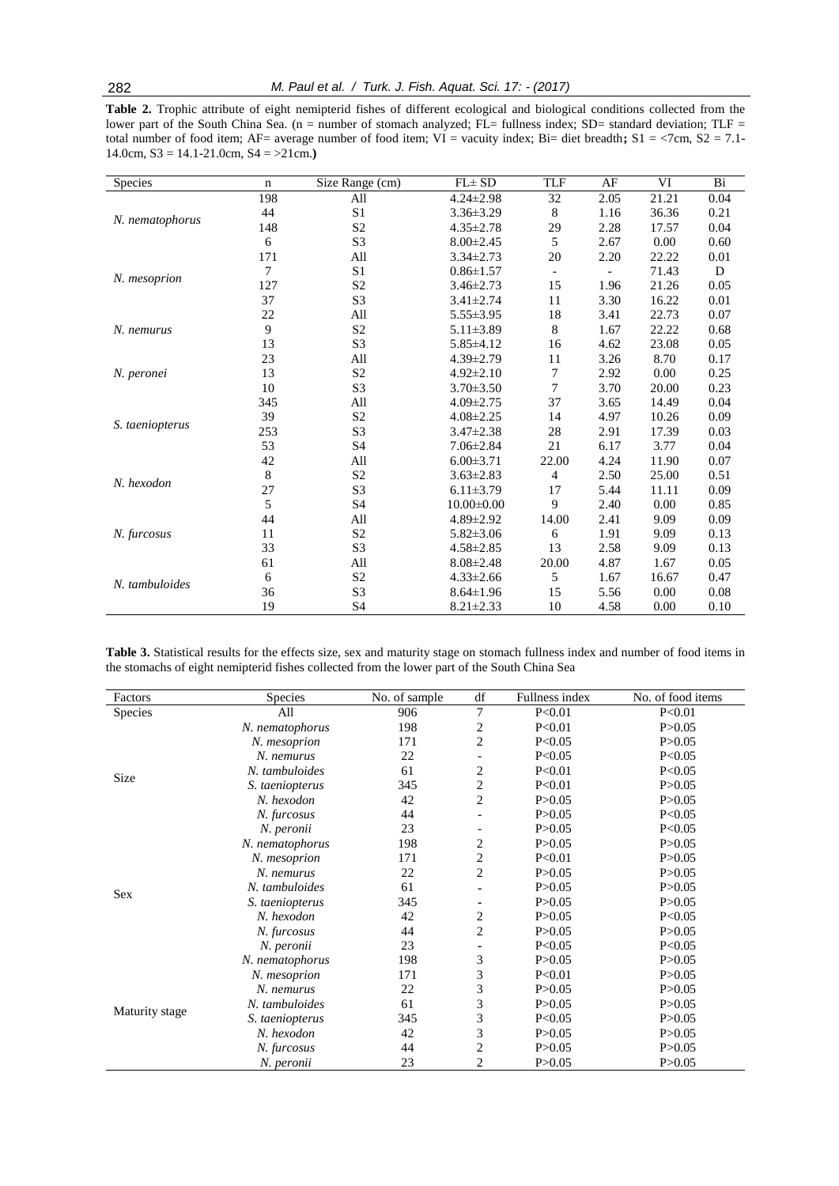**Table 2.** Trophic attribute of eight nemipterid fishes of different ecological and biological conditions collected from the lower part of the South China Sea. (n = number of stomach analyzed; FL= fullness index; SD= standard deviation; TLF = total number of food item; AF= average number of food item; VI = vacuity index; Bi= diet breadth**;** S1 = <7cm, S2 = 7.1-14.0cm, S3 = 14.1-21.0cm, S4 = >21cm.**)**

| Species | n | Size Range (cm) | FL± SD | TLF | AF | VI | Bi |
|---|---|---|---|---|---|---|---|
| *N. nematophorus* | 198 | All | 4.24±2.98 | 32 | 2.05 | 21.21 | 0.04 |
| | 44 | S1 | 3.36±3.29 | 8 | 1.16 | 36.36 | 0.21 |
| | 148 | S2 | 4.35±2.78 | 29 | 2.28 | 17.57 | 0.04 |
| | 6 | S3 | 8.00±2.45 | 5 | 2.67 | 0.00 | 0.60 |
| *N. mesoprion* | 171 | All | 3.34±2.73 | 20 | 2.20 | 22.22 | 0.01 |
| | 7 | S1 | 0.86±1.57 | - | - | 71.43 | D |
| | 127 | S2 | 3.46±2.73 | 15 | 1.96 | 21.26 | 0.05 |
| | 37 | S3 | 3.41±2.74 | 11 | 3.30 | 16.22 | 0.01 |
| *N. nemurus* | 22 | All | 5.55±3.95 | 18 | 3.41 | 22.73 | 0.07 |
| | 9 | S2 | 5.11±3.89 | 8 | 1.67 | 22.22 | 0.68 |
| | 13 | S3 | 5.85±4.12 | 16 | 4.62 | 23.08 | 0.05 |
| *N. peronei* | 23 | All | 4.39±2.79 | 11 | 3.26 | 8.70 | 0.17 |
| | 13 | S2 | 4.92±2.10 | 7 | 2.92 | 0.00 | 0.25 |
| | 10 | S3 | 3.70±3.50 | 7 | 3.70 | 20.00 | 0.23 |
| *S. taeniopterus* | 345 | All | 4.09±2.75 | 37 | 3.65 | 14.49 | 0.04 |
| | 39 | S2 | 4.08±2.25 | 14 | 4.97 | 10.26 | 0.09 |
| | 253 | S3 | 3.47±2.38 | 28 | 2.91 | 17.39 | 0.03 |
| | 53 | S4 | 7.06±2.84 | 21 | 6.17 | 3.77 | 0.04 |
| *N. hexodon* | 42 | All | 6.00±3.71 | 22.00 | 4.24 | 11.90 | 0.07 |
| | 8 | S2 | 3.63±2.83 | 4 | 2.50 | 25.00 | 0.51 |
| | 27 | S3 | 6.11±3.79 | 17 | 5.44 | 11.11 | 0.09 |
| | 5 | S4 | 10.00±0.00 | 9 | 2.40 | 0.00 | 0.85 |
| *N. furcosus* | 44 | All | 4.89±2.92 | 14.00 | 2.41 | 9.09 | 0.09 |
| | 11 | S2 | 5.82±3.06 | 6 | 1.91 | 9.09 | 0.13 |
| | 33 | S3 | 4.58±2.85 | 13 | 2.58 | 9.09 | 0.13 |
| *N. tambuloides* | 61 | All | 8.08±2.48 | 20.00 | 4.87 | 1.67 | 0.05 |
| | 6 | S2 | 4.33±2.66 | 5 | 1.67 | 16.67 | 0.47 |
| | 36 | S3 | 8.64±1.96 | 15 | 5.56 | 0.00 | 0.08 |
| | 19 | S4 | 8.21±2.33 | 10 | 4.58 | 0.00 | 0.10 |

**Table 3.** Statistical results for the effects size, sex and maturity stage on stomach fullness index and number of food items in the stomachs of eight nemipterid fishes collected from the lower part of the South China Sea

| Factors | Species | No. of sample | df | Fullness index | No. of food items |
|---|---|---|---|---|---|
| Species | All | 906 | 7 | P<0.01 | P<0.01 |
| Size | *N. nematophorus* | 198 | 2 | P<0.01 | P>0.05 |
| | *N. mesoprion* | 171 | 2 | P<0.05 | P>0.05 |
| | *N. nemurus* | 22 | - | P<0.05 | P<0.05 |
| | *N. tambuloides* | 61 | 2 | P<0.01 | P<0.05 |
| | *S. taeniopterus* | 345 | 2 | P<0.01 | P>0.05 |
| | *N. hexodon* | 42 | 2 | P>0.05 | P>0.05 |
| | *N. furcosus* | 44 | - | P>0.05 | P<0.05 |
| | *N. peronii* | 23 | - | P>0.05 | P<0.05 |
| Sex | *N. nematophorus* | 198 | 2 | P>0.05 | P>0.05 |
| | *N. mesoprion* | 171 | 2 | P<0.01 | P>0.05 |
| | *N. nemurus* | 22 | 2 | P>0.05 | P>0.05 |
| | *N. tambuloides* | 61 | - | P>0.05 | P>0.05 |
| | *S. taeniopterus* | 345 | - | P>0.05 | P>0.05 |
| | *N. hexodon* | 42 | 2 | P>0.05 | P<0.05 |
| | *N. furcosus* | 44 | 2 | P>0.05 | P>0.05 |
| | *N. peronii* | 23 | - | P<0.05 | P<0.05 |
| Maturity stage | *N. nematophorus* | 198 | 3 | P>0.05 | P>0.05 |
| | *N. mesoprion* | 171 | 3 | P<0.01 | P>0.05 |
| | *N. nemurus* | 22 | 3 | P>0.05 | P>0.05 |
| | *N. tambuloides* | 61 | 3 | P>0.05 | P>0.05 |
| | *S. taeniopterus* | 345 | 3 | P<0.05 | P>0.05 |
| | *N. hexodon* | 42 | 3 | P>0.05 | P>0.05 |
| | *N. furcosus* | 44 | 2 | P>0.05 | P>0.05 |
| | *N. peronii* | 23 | 2 | P>0.05 | P>0.05 |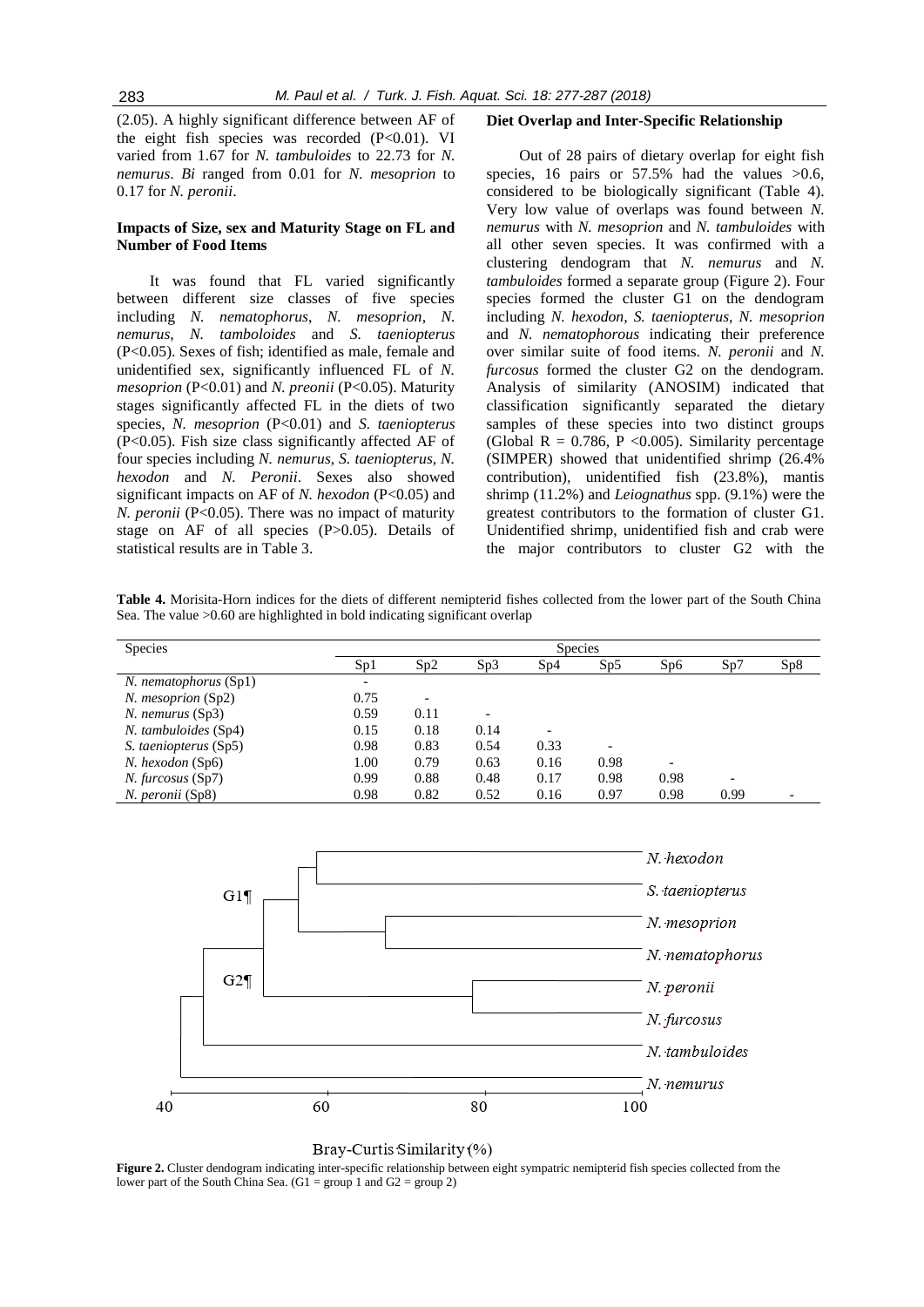(2.05). A highly significant difference between AF of the eight fish species was recorded (P<0.01). VI varied from 1.67 for *N. tambuloides* to 22.73 for *N. nemurus*. *Bi* ranged from 0.01 for *N. mesoprion* to 0.17 for *N. peronii*.

**Impacts of Size, sex and Maturity Stage on FL and Number of Food Items**

It was found that FL varied significantly between different size classes of five species including *N. nematophorus*, *N. mesoprion*, *N. nemurus*, *N. tamboloides* and *S. taeniopterus* (P<0.05). Sexes of fish; identified as male, female and unidentified sex, significantly influenced FL of *N. mesoprion* (P<0.01) and *N. preonii* (P<0.05). Maturity stages significantly affected FL in the diets of two species, *N. mesoprion* (P<0.01) and *S. taeniopterus* (P<0.05). Fish size class significantly affected AF of four species including *N. nemurus, S. taeniopterus, N. hexodon* and *N. Peronii*. Sexes also showed significant impacts on AF of *N. hexodon* (P<0.05) and *N. peronii* (P<0.05). There was no impact of maturity stage on AF of all species (P>0.05). Details of statistical results are in Table 3.

**Diet Overlap and Inter-Specific Relationship**

Out of 28 pairs of dietary overlap for eight fish species, 16 pairs or 57.5% had the values >0.6, considered to be biologically significant (Table 4). Very low value of overlaps was found between *N. nemurus* with *N. mesoprion* and *N. tambuloides* with all other seven species. It was confirmed with a clustering dendogram that *N. nemurus* and *N. tambuloides* formed a separate group (Figure 2). Four species formed the cluster G1 on the dendogram including *N. hexodon, S. taeniopterus, N. mesoprion* and *N. nematophorous* indicating their preference over similar suite of food items. *N. peronii* and *N. furcosus* formed the cluster G2 on the dendogram. Analysis of similarity (ANOSIM) indicated that classification significantly separated the dietary samples of these species into two distinct groups (Global R = 0.786, P <0.005). Similarity percentage (SIMPER) showed that unidentified shrimp (26.4% contribution), unidentified fish (23.8%), mantis shrimp (11.2%) and *Leiognathus* spp. (9.1%) were the greatest contributors to the formation of cluster G1. Unidentified shrimp, unidentified fish and crab were the major contributors to cluster G2 with the

**Table 4.** Morisita-Horn indices for the diets of different nemipterid fishes collected from the lower part of the South China Sea. The value >0.60 are highlighted in bold indicating significant overlap

| Species | Species | | | | | | | |
|---|---|---|---|---|---|---|---|---|
| | Sp1 | Sp2 | Sp3 | Sp4 | Sp5 | Sp6 | Sp7 | Sp8 |
| *N. nematophorus* (Sp1) | - | | | | | | | |
| *N. mesoprion* (Sp2) | 0.75 | - | | | | | | |
| *N. nemurus* (Sp3) | 0.59 | 0.11 | - | | | | | |
| *N. tambuloides* (Sp4) | 0.15 | 0.18 | 0.14 | - | | | | |
| *S. taeniopterus* (Sp5) | 0.98 | 0.83 | 0.54 | 0.33 | - | | | |
| *N. hexodon* (Sp6) | 1.00 | 0.79 | 0.63 | 0.16 | 0.98 | - | | |
| *N. furcosus* (Sp7) | 0.99 | 0.88 | 0.48 | 0.17 | 0.98 | 0.98 | - | |
| *N. peronii* (Sp8) | 0.98 | 0.82 | 0.52 | 0.16 | 0.97 | 0.98 | 0.99 | - |

**Figure 2.** Cluster dendogram indicating inter-specific relationship between eight sympatric nemipterid fish species collected from the lower part of the South China Sea. (G1 = group 1 and G2 = group 2)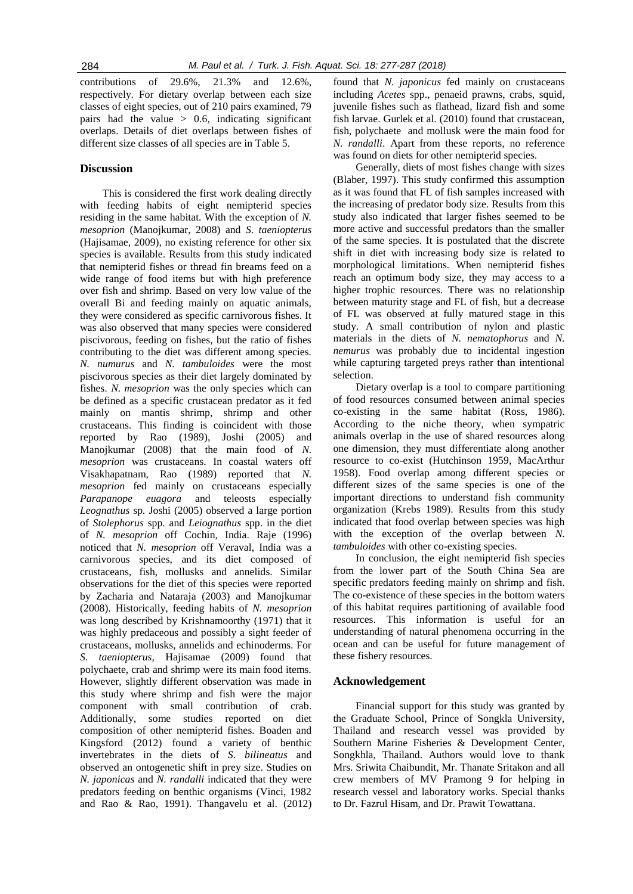contributions of 29.6%, 21.3% and 12.6%, respectively. For dietary overlap between each size classes of eight species, out of 210 pairs examined, 79 pairs had the value > 0.6, indicating significant overlaps. Details of diet overlaps between fishes of different size classes of all species are in Table 5.

## Discussion

This is considered the first work dealing directly with feeding habits of eight nemipterid species residing in the same habitat. With the exception of *N. mesoprion* (Manojkumar, 2008) and *S. taeniopterus* (Hajisamae, 2009), no existing reference for other six species is available. Results from this study indicated that nemipterid fishes or thread fin breams feed on a wide range of food items but with high preference over fish and shrimp. Based on very low value of the overall Bi and feeding mainly on aquatic animals, they were considered as specific carnivorous fishes. It was also observed that many species were considered piscivorous, feeding on fishes, but the ratio of fishes contributing to the diet was different among species. *N. numurus* and *N. tambuloides* were the most piscivorous species as their diet largely dominated by fishes. *N. mesoprion* was the only species which can be defined as a specific crustacean predator as it fed mainly on mantis shrimp, shrimp and other crustaceans. This finding is coincident with those reported by Rao (1989), Joshi (2005) and Manojkumar (2008) that the main food of *N. mesoprion* was crustaceans. In coastal waters off Visakhapatnam, Rao (1989) reported that *N. mesoprion* fed mainly on crustaceans especially *Parapanope euagora* and teleosts especially *Leognathus* sp. Joshi (2005) observed a large portion of *Stolephorus* spp. and *Leiognathus* spp. in the diet of *N. mesoprion* off Cochin, India. Raje (1996) noticed that *N. mesoprion* off Veraval, India was a carnivorous species, and its diet composed of crustaceans, fish, mollusks and annelids. Similar observations for the diet of this species were reported by Zacharia and Nataraja (2003) and Manojkumar (2008). Historically, feeding habits of *N. mesoprion* was long described by Krishnamoorthy (1971) that it was highly predaceous and possibly a sight feeder of crustaceans, mollusks, annelids and echinoderms. For *S. taeniopterus*, Hajisamae (2009) found that polychaete, crab and shrimp were its main food items. However, slightly different observation was made in this study where shrimp and fish were the major component with small contribution of crab. Additionally, some studies reported on diet composition of other nemipterid fishes. Boaden and Kingsford (2012) found a variety of benthic invertebrates in the diets of *S. bilineatus* and observed an ontogenetic shift in prey size. Studies on *N. japonicas* and *N. randalli* indicated that they were predators feeding on benthic organisms (Vinci, 1982 and Rao & Rao, 1991). Thangavelu et al. (2012) found that *N. japonicus* fed mainly on crustaceans including *Acetes* spp., penaeid prawns, crabs, squid, juvenile fishes such as flathead, lizard fish and some fish larvae. Gurlek et al. (2010) found that crustacean, fish, polychaete and mollusk were the main food for *N. randalli*. Apart from these reports, no reference was found on diets for other nemipterid species.

Generally, diets of most fishes change with sizes (Blaber, 1997). This study confirmed this assumption as it was found that FL of fish samples increased with the increasing of predator body size. Results from this study also indicated that larger fishes seemed to be more active and successful predators than the smaller of the same species. It is postulated that the discrete shift in diet with increasing body size is related to morphological limitations. When nemipterid fishes reach an optimum body size, they may access to a higher trophic resources. There was no relationship between maturity stage and FL of fish, but a decrease of FL was observed at fully matured stage in this study. A small contribution of nylon and plastic materials in the diets of *N. nematophorus* and *N. nemurus* was probably due to incidental ingestion while capturing targeted preys rather than intentional selection.

Dietary overlap is a tool to compare partitioning of food resources consumed between animal species co-existing in the same habitat (Ross, 1986). According to the niche theory, when sympatric animals overlap in the use of shared resources along one dimension, they must differentiate along another resource to co-exist (Hutchinson 1959, MacArthur 1958). Food overlap among different species or different sizes of the same species is one of the important directions to understand fish community organization (Krebs 1989). Results from this study indicated that food overlap between species was high with the exception of the overlap between *N. tambuloides* with other co-existing species.

In conclusion, the eight nemipterid fish species from the lower part of the South China Sea are specific predators feeding mainly on shrimp and fish. The co-existence of these species in the bottom waters of this habitat requires partitioning of available food resources. This information is useful for an understanding of natural phenomena occurring in the ocean and can be useful for future management of these fishery resources.

## Acknowledgement

Financial support for this study was granted by the Graduate School, Prince of Songkla University, Thailand and research vessel was provided by Southern Marine Fisheries & Development Center, Songkhla, Thailand. Authors would love to thank Mrs. Sriwita Chaibundit, Mr. Thanate Sritakon and all crew members of MV Pramong 9 for helping in research vessel and laboratory works. Special thanks to Dr. Fazrul Hisam, and Dr. Prawit Towattana.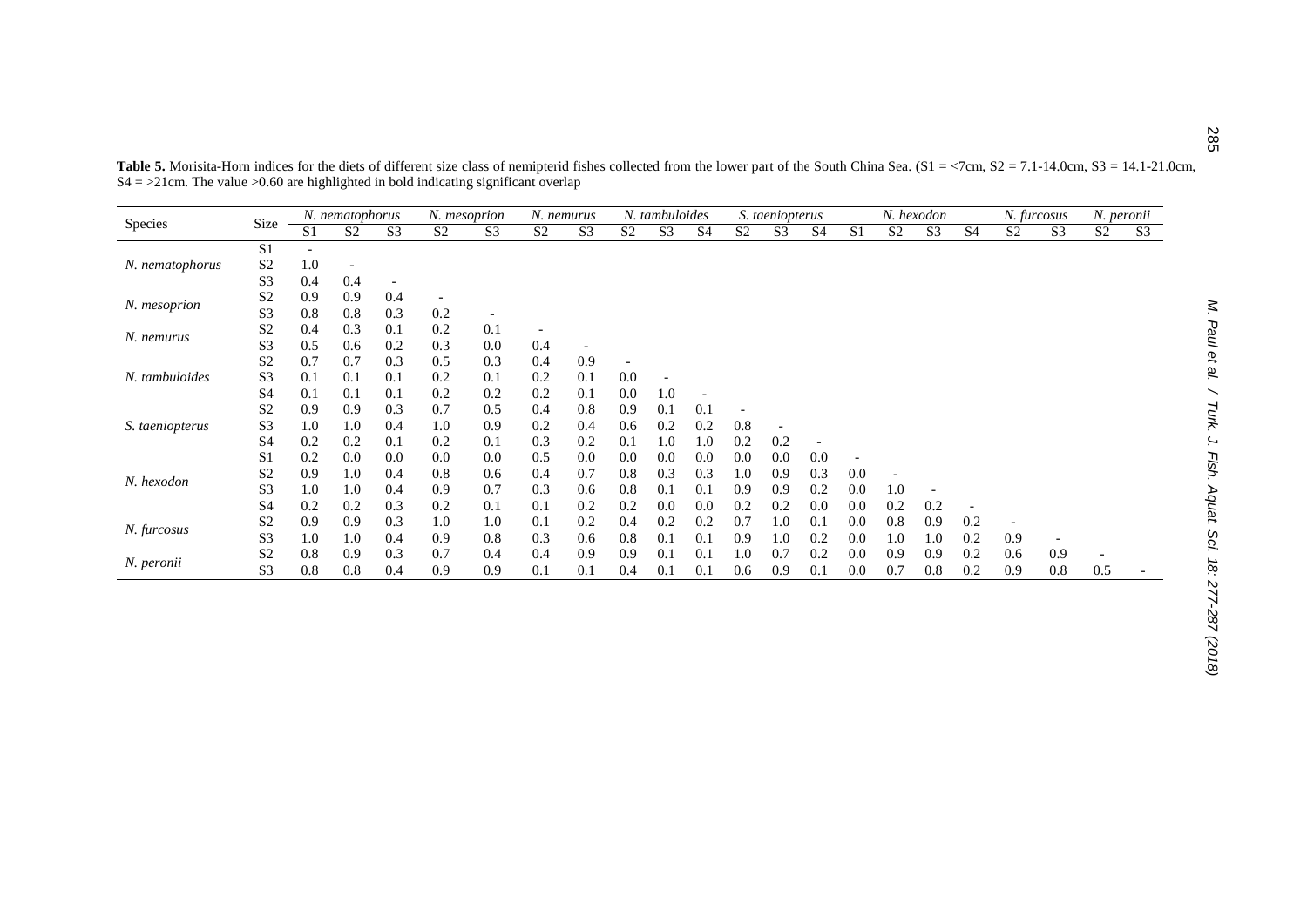**Table 5.** Morisita-Horn indices for the diets of different size class of nemipterid fishes collected from the lower part of the South China Sea. (S1 = <7cm, S2 = 7.1-14.0cm, S3 = 14.1-21.0cm, S4 = >21cm. The value >0.60 are highlighted in bold indicating significant overlap

| Species | Size | *N. nematophorus* | | | *N. mesoprion* | | *N. nemurus* | | *N. tambuloides* | | | *S. taeniopterus* | | | *N. hexodon* | | | | *N. furcosus* | | *N. peronii* | |
|---|---|---|---|---|---|---|---|---|---|---|---|---|---|---|---|---|---|---|---|---|---|---|
| | | S1 | S2 | S3 | S2 | S3 | S2 | S3 | S2 | S3 | S4 | S2 | S3 | S4 | S1 | S2 | S3 | S4 | S2 | S3 | S2 | S3 |
| *N. nematophorus* | S1 | - | | | | | | | | | | | | | | | | | | | | |
| | S2 | 1.0 | - | | | | | | | | | | | | | | | | | | | |
| | S3 | 0.4 | 0.4 | - | | | | | | | | | | | | | | | | | | |
| *N. mesoprion* | S2 | 0.9 | 0.9 | 0.4 | - | | | | | | | | | | | | | | | | | |
| | S3 | 0.8 | 0.8 | 0.3 | 0.2 | - | | | | | | | | | | | | | | | | |
| *N. nemurus* | S2 | 0.4 | 0.3 | 0.1 | 0.2 | 0.1 | - | | | | | | | | | | | | | | | |
| | S3 | 0.5 | 0.6 | 0.2 | 0.3 | 0.0 | 0.4 | - | | | | | | | | | | | | | | |
| *N. tambuloides* | S2 | 0.7 | 0.7 | 0.3 | 0.5 | 0.3 | 0.4 | 0.9 | - | | | | | | | | | | | | | |
| | S3 | 0.1 | 0.1 | 0.1 | 0.2 | 0.1 | 0.2 | 0.1 | 0.0 | - | | | | | | | | | | | | |
| | S4 | 0.1 | 0.1 | 0.1 | 0.2 | 0.2 | 0.2 | 0.1 | 0.0 | 1.0 | - | | | | | | | | | | | |
| *S. taeniopterus* | S2 | 0.9 | 0.9 | 0.3 | 0.7 | 0.5 | 0.4 | 0.8 | 0.9 | 0.1 | 0.1 | - | | | | | | | | | | |
| | S3 | 1.0 | 1.0 | 0.4 | 1.0 | 0.9 | 0.2 | 0.4 | 0.6 | 0.2 | 0.2 | 0.8 | - | | | | | | | | | |
| | S4 | 0.2 | 0.2 | 0.1 | 0.2 | 0.1 | 0.3 | 0.2 | 0.1 | 1.0 | 1.0 | 0.2 | 0.2 | - | | | | | | | | |
| *N. hexodon* | S1 | 0.2 | 0.0 | 0.0 | 0.0 | 0.0 | 0.5 | 0.0 | 0.0 | 0.0 | 0.0 | 0.0 | 0.0 | 0.0 | - | | | | | | | |
| | S2 | 0.9 | 1.0 | 0.4 | 0.8 | 0.6 | 0.4 | 0.7 | 0.8 | 0.3 | 0.3 | 1.0 | 0.9 | 0.3 | 0.0 | - | | | | | | |
| | S3 | 1.0 | 1.0 | 0.4 | 0.9 | 0.7 | 0.3 | 0.6 | 0.8 | 0.1 | 0.1 | 0.9 | 0.9 | 0.2 | 0.0 | 1.0 | - | | | | | |
| | S4 | 0.2 | 0.2 | 0.3 | 0.2 | 0.1 | 0.1 | 0.2 | 0.2 | 0.0 | 0.0 | 0.2 | 0.2 | 0.0 | 0.0 | 0.2 | 0.2 | - | | | | |
| *N. furcosus* | S2 | 0.9 | 0.9 | 0.3 | 1.0 | 1.0 | 0.1 | 0.2 | 0.4 | 0.2 | 0.2 | 0.7 | 1.0 | 0.1 | 0.0 | 0.8 | 0.9 | 0.2 | - | | | |
| | S3 | 1.0 | 1.0 | 0.4 | 0.9 | 0.8 | 0.3 | 0.6 | 0.8 | 0.1 | 0.1 | 0.9 | 1.0 | 0.2 | 0.0 | 1.0 | 1.0 | 0.2 | 0.9 | - | | |
| *N. peronii* | S2 | 0.8 | 0.9 | 0.3 | 0.7 | 0.4 | 0.4 | 0.9 | 0.9 | 0.1 | 0.1 | 1.0 | 0.7 | 0.2 | 0.0 | 0.9 | 0.9 | 0.2 | 0.6 | 0.9 | - | |
| | S3 | 0.8 | 0.8 | 0.4 | 0.9 | 0.9 | 0.1 | 0.1 | 0.4 | 0.1 | 0.1 | 0.6 | 0.9 | 0.1 | 0.0 | 0.7 | 0.8 | 0.2 | 0.9 | 0.8 | 0.5 | - |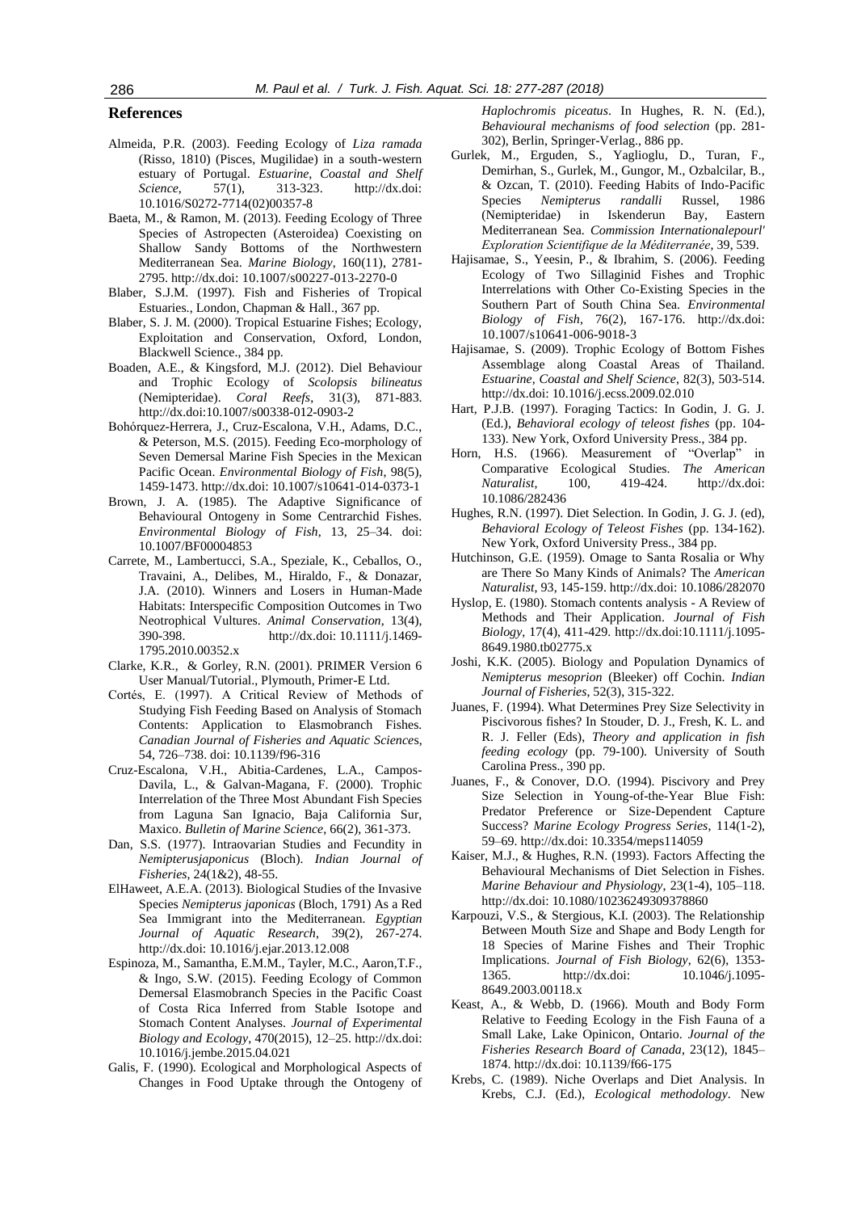## References

Almeida, P.R. (2003). Feeding Ecology of *Liza ramada* (Risso, 1810) (Pisces, Mugilidae) in a south-western estuary of Portugal. *Estuarine, Coastal and Shelf Science*, 57(1), 313-323. http://dx.doi: 10.1016/S0272-7714(02)00357-8

Baeta, M., & Ramon, M. (2013). Feeding Ecology of Three Species of Astropecten (Asteroidea) Coexisting on Shallow Sandy Bottoms of the Northwestern Mediterranean Sea. *Marine Biology*, 160(11), 2781-2795. http://dx.doi: 10.1007/s00227-013-2270-0

Blaber, S.J.M. (1997). Fish and Fisheries of Tropical Estuaries., London, Chapman & Hall., 367 pp.

Blaber, S. J. M. (2000). Tropical Estuarine Fishes; Ecology, Exploitation and Conservation, Oxford, London, Blackwell Science., 384 pp.

Boaden, A.E., & Kingsford, M.J. (2012). Diel Behaviour and Trophic Ecology of *Scolopsis bilineatus* (Nemipteridae). *Coral Reefs*, 31(3), 871-883. http://dx.doi:10.1007/s00338-012-0903-2

Bohórquez-Herrera, J., Cruz-Escalona, V.H., Adams, D.C., & Peterson, M.S. (2015). Feeding Eco-morphology of Seven Demersal Marine Fish Species in the Mexican Pacific Ocean. *Environmental Biology of Fish*, 98(5), 1459-1473. http://dx.doi: 10.1007/s10641-014-0373-1

Brown, J. A. (1985). The Adaptive Significance of Behavioural Ontogeny in Some Centrarchid Fishes. *Environmental Biology of Fish*, 13, 25–34. doi: 10.1007/BF00004853

Carrete, M., Lambertucci, S.A., Speziale, K., Ceballos, O., Travaini, A., Delibes, M., Hiraldo, F., & Donazar, J.A. (2010). Winners and Losers in Human-Made Habitats: Interspecific Composition Outcomes in Two Neotrophical Vultures. *Animal Conservation*, 13(4), 390-398. http://dx.doi: 10.1111/j.1469-1795.2010.00352.x

Clarke, K.R., & Gorley, R.N. (2001). PRIMER Version 6 User Manual/Tutorial., Plymouth, Primer-E Ltd.

Cortés, E. (1997). A Critical Review of Methods of Studying Fish Feeding Based on Analysis of Stomach Contents: Application to Elasmobranch Fishes. *Canadian Journal of Fisheries and Aquatic Sciences*, 54, 726–738. doi: 10.1139/f96-316

Cruz-Escalona, V.H., Abitia-Cardenes, L.A., Campos-Davila, L., & Galvan-Magana, F. (2000). Trophic Interrelation of the Three Most Abundant Fish Species from Laguna San Ignacio, Baja California Sur, Maxico. *Bulletin of Marine Science*, 66(2), 361-373.

Dan, S.S. (1977). Intraovarian Studies and Fecundity in *Nemipterusjaponicus* (Bloch). *Indian Journal of Fisheries*, 24(1&2), 48-55.

ElHaweet, A.E.A. (2013). Biological Studies of the Invasive Species *Nemipterus japonicas* (Bloch, 1791) As a Red Sea Immigrant into the Mediterranean. *Egyptian Journal of Aquatic Research*, 39(2), 267-274. http://dx.doi: 10.1016/j.ejar.2013.12.008

Espinoza, M., Samantha, E.M.M., Tayler, M.C., Aaron,T.F., & Ingo, S.W. (2015). Feeding Ecology of Common Demersal Elasmobranch Species in the Pacific Coast of Costa Rica Inferred from Stable Isotope and Stomach Content Analyses. *Journal of Experimental Biology and Ecology*, 470(2015), 12–25. http://dx.doi: 10.1016/j.jembe.2015.04.021

Galis, F. (1990). Ecological and Morphological Aspects of Changes in Food Uptake through the Ontogeny of *Haplochromis piceatus*. In Hughes, R. N. (Ed.), *Behavioural mechanisms of food selection* (pp. 281-302), Berlin, Springer-Verlag., 886 pp.

Gurlek, M., Erguden, S., Yaglioglu, D., Turan, F., Demirhan, S., Gurlek, M., Gungor, M., Ozbalcilar, B., & Ozcan, T. (2010). Feeding Habits of Indo-Pacific Species *Nemipterus randalli* Russel, 1986 (Nemipteridae) in Iskenderun Bay, Eastern Mediterranean Sea. *Commission Internationalepourl' Exploration Scientifique de la Méditerranée*, 39, 539.

Hajisamae, S., Yeesin, P., & Ibrahim, S. (2006). Feeding Ecology of Two Sillaginid Fishes and Trophic Interrelations with Other Co-Existing Species in the Southern Part of South China Sea. *Environmental Biology of Fish*, 76(2), 167-176. http://dx.doi: 10.1007/s10641-006-9018-3

Hajisamae, S. (2009). Trophic Ecology of Bottom Fishes Assemblage along Coastal Areas of Thailand. *Estuarine, Coastal and Shelf Science*, 82(3), 503-514. http://dx.doi: 10.1016/j.ecss.2009.02.010

Hart, P.J.B. (1997). Foraging Tactics: In Godin, J. G. J. (Ed.), *Behavioral ecology of teleost fishes* (pp. 104-133). New York, Oxford University Press., 384 pp.

Horn, H.S. (1966). Measurement of "Overlap" in Comparative Ecological Studies. *The American Naturalist*, 100, 419-424. http://dx.doi: 10.1086/282436

Hughes, R.N. (1997). Diet Selection. In Godin, J. G. J. (ed), *Behavioral Ecology of Teleost Fishes* (pp. 134-162). New York, Oxford University Press., 384 pp.

Hutchinson, G.E. (1959). Omage to Santa Rosalia or Why are There So Many Kinds of Animals? The *American Naturalist*, 93, 145-159. http://dx.doi: 10.1086/282070

Hyslop, E. (1980). Stomach contents analysis - A Review of Methods and Their Application. *Journal of Fish Biology*, 17(4), 411-429. http://dx.doi:10.1111/j.1095-8649.1980.tb02775.x

Joshi, K.K. (2005). Biology and Population Dynamics of *Nemipterus mesoprion* (Bleeker) off Cochin. *Indian Journal of Fisheries*, 52(3), 315-322.

Juanes, F. (1994). What Determines Prey Size Selectivity in Piscivorous fishes? In Stouder, D. J., Fresh, K. L. and R. J. Feller (Eds), *Theory and application in fish feeding ecology* (pp. 79-100). University of South Carolina Press., 390 pp.

Juanes, F., & Conover, D.O. (1994). Piscivory and Prey Size Selection in Young-of-the-Year Blue Fish: Predator Preference or Size-Dependent Capture Success? *Marine Ecology Progress Series*, 114(1-2), 59–69. http://dx.doi: 10.3354/meps114059

Kaiser, M.J., & Hughes, R.N. (1993). Factors Affecting the Behavioural Mechanisms of Diet Selection in Fishes. *Marine Behaviour and Physiology*, 23(1-4), 105–118. http://dx.doi: 10.1080/10236249309378860

Karpouzi, V.S., & Stergious, K.I. (2003). The Relationship Between Mouth Size and Shape and Body Length for 18 Species of Marine Fishes and Their Trophic Implications. *Journal of Fish Biology*, 62(6), 1353-1365. http://dx.doi: 10.1046/j.1095-8649.2003.00118.x

Keast, A., & Webb, D. (1966). Mouth and Body Form Relative to Feeding Ecology in the Fish Fauna of a Small Lake, Lake Opinicon, Ontario. *Journal of the Fisheries Research Board of Canada*, 23(12), 1845–1874. http://dx.doi: 10.1139/f66-175

Krebs, C. (1989). Niche Overlaps and Diet Analysis. In Krebs, C.J. (Ed.), *Ecological methodology*. New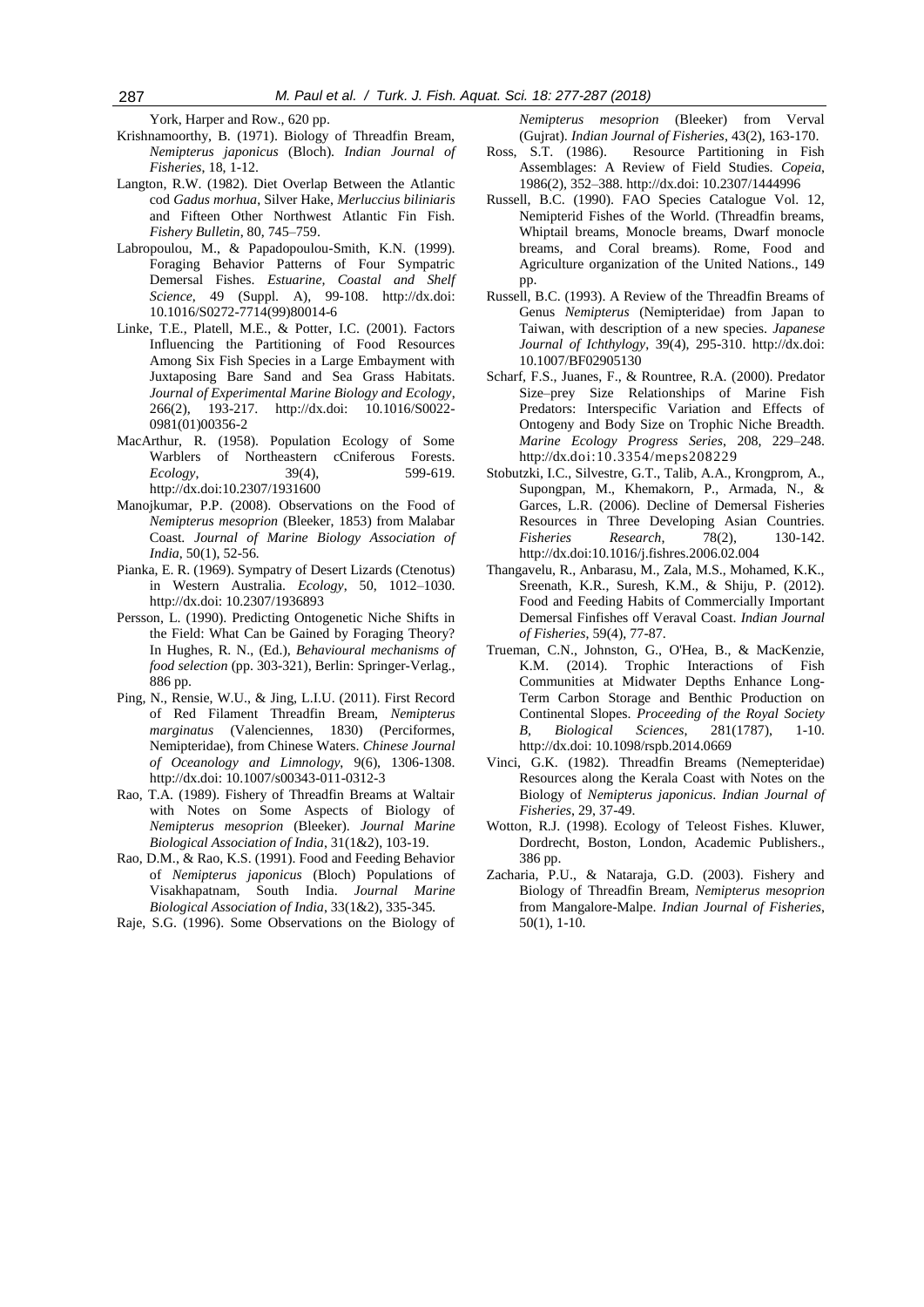York, Harper and Row., 620 pp.

Krishnamoorthy, B. (1971). Biology of Threadfin Bream, *Nemipterus japonicus* (Bloch). *Indian Journal of Fisheries*, 18, 1-12.

Langton, R.W. (1982). Diet Overlap Between the Atlantic cod *Gadus morhua*, Silver Hake, *Merluccius biliniaris* and Fifteen Other Northwest Atlantic Fin Fish. *Fishery Bulletin*, 80, 745–759.

Labropoulou, M., & Papadopoulou-Smith, K.N. (1999). Foraging Behavior Patterns of Four Sympatric Demersal Fishes. *Estuarine, Coastal and Shelf Science*, 49 (Suppl. A), 99-108. http://dx.doi: 10.1016/S0272-7714(99)80014-6

Linke, T.E., Platell, M.E., & Potter, I.C. (2001). Factors Influencing the Partitioning of Food Resources Among Six Fish Species in a Large Embayment with Juxtaposing Bare Sand and Sea Grass Habitats. *Journal of Experimental Marine Biology and Ecology*, 266(2), 193-217. http://dx.doi: 10.1016/S0022-0981(01)00356-2

MacArthur, R. (1958). Population Ecology of Some Warblers of Northeastern cCniferous Forests. *Ecology*, 39(4), 599-619. http://dx.doi:10.2307/1931600

Manojkumar, P.P. (2008). Observations on the Food of *Nemipterus mesoprion* (Bleeker, 1853) from Malabar Coast. *Journal of Marine Biology Association of India*, 50(1), 52-56.

Pianka, E. R. (1969). Sympatry of Desert Lizards (Ctenotus) in Western Australia. *Ecology*, 50, 1012–1030. http://dx.doi: 10.2307/1936893

Persson, L. (1990). Predicting Ontogenetic Niche Shifts in the Field: What Can be Gained by Foraging Theory? In Hughes, R. N., (Ed.), *Behavioural mechanisms of food selection* (pp. 303-321), Berlin: Springer-Verlag., 886 pp.

Ping, N., Rensie, W.U., & Jing, L.I.U. (2011). First Record of Red Filament Threadfin Bream, *Nemipterus marginatus* (Valenciennes, 1830) (Perciformes, Nemipteridae), from Chinese Waters. *Chinese Journal of Oceanology and Limnology*, 9(6), 1306-1308. http://dx.doi: 10.1007/s00343-011-0312-3

Rao, T.A. (1989). Fishery of Threadfin Breams at Waltair with Notes on Some Aspects of Biology of *Nemipterus mesoprion* (Bleeker). *Journal Marine Biological Association of India*, 31(1&2), 103-19.

Rao, D.M., & Rao, K.S. (1991). Food and Feeding Behavior of *Nemipterus japonicus* (Bloch) Populations of Visakhapatnam, South India. *Journal Marine Biological Association of India*, 33(1&2), 335-345.

Raje, S.G. (1996). Some Observations on the Biology of *Nemipterus mesoprion* (Bleeker) from Verval (Gujrat). *Indian Journal of Fisheries*, 43(2), 163-170.

Ross, S.T. (1986). Resource Partitioning in Fish Assemblages: A Review of Field Studies. *Copeia*, 1986(2), 352–388. http://dx.doi: 10.2307/1444996

Russell, B.C. (1990). FAO Species Catalogue Vol. 12, Nemipterid Fishes of the World. (Threadfin breams, Whiptail breams, Monocle breams, Dwarf monocle breams, and Coral breams). Rome, Food and Agriculture organization of the United Nations., 149 pp.

Russell, B.C. (1993). A Review of the Threadfin Breams of Genus *Nemipterus* (Nemipteridae) from Japan to Taiwan, with description of a new species. *Japanese Journal of Ichthylogy*, 39(4), 295-310. http://dx.doi: 10.1007/BF02905130

Scharf, F.S., Juanes, F., & Rountree, R.A. (2000). Predator Size–prey Size Relationships of Marine Fish Predators: Interspecific Variation and Effects of Ontogeny and Body Size on Trophic Niche Breadth. *Marine Ecology Progress Series*, 208, 229–248. http://dx.doi:10.3354/meps208229

Stobutzki, I.C., Silvestre, G.T., Talib, A.A., Krongprom, A., Supongpan, M., Khemakorn, P., Armada, N., & Garces, L.R. (2006). Decline of Demersal Fisheries Resources in Three Developing Asian Countries. *Fisheries Research*, 78(2), 130-142. http://dx.doi:10.1016/j.fishres.2006.02.004

Thangavelu, R., Anbarasu, M., Zala, M.S., Mohamed, K.K., Sreenath, K.R., Suresh, K.M., & Shiju, P. (2012). Food and Feeding Habits of Commercially Important Demersal Finfishes off Veraval Coast. *Indian Journal of Fisheries*, 59(4), 77-87.

Trueman, C.N., Johnston, G., O'Hea, B., & MacKenzie, K.M. (2014). Trophic Interactions of Fish Communities at Midwater Depths Enhance Long-Term Carbon Storage and Benthic Production on Continental Slopes. *Proceeding of the Royal Society B, Biological Sciences*, 281(1787), 1-10. http://dx.doi: 10.1098/rspb.2014.0669

Vinci, G.K. (1982). Threadfin Breams (Nemepteridae) Resources along the Kerala Coast with Notes on the Biology of *Nemipterus japonicus*. *Indian Journal of Fisheries*, 29, 37-49.

Wotton, R.J. (1998). Ecology of Teleost Fishes. Kluwer, Dordrecht, Boston, London, Academic Publishers., 386 pp.

Zacharia, P.U., & Nataraja, G.D. (2003). Fishery and Biology of Threadfin Bream, *Nemipterus mesoprion* from Mangalore-Malpe. *Indian Journal of Fisheries*, 50(1), 1-10.